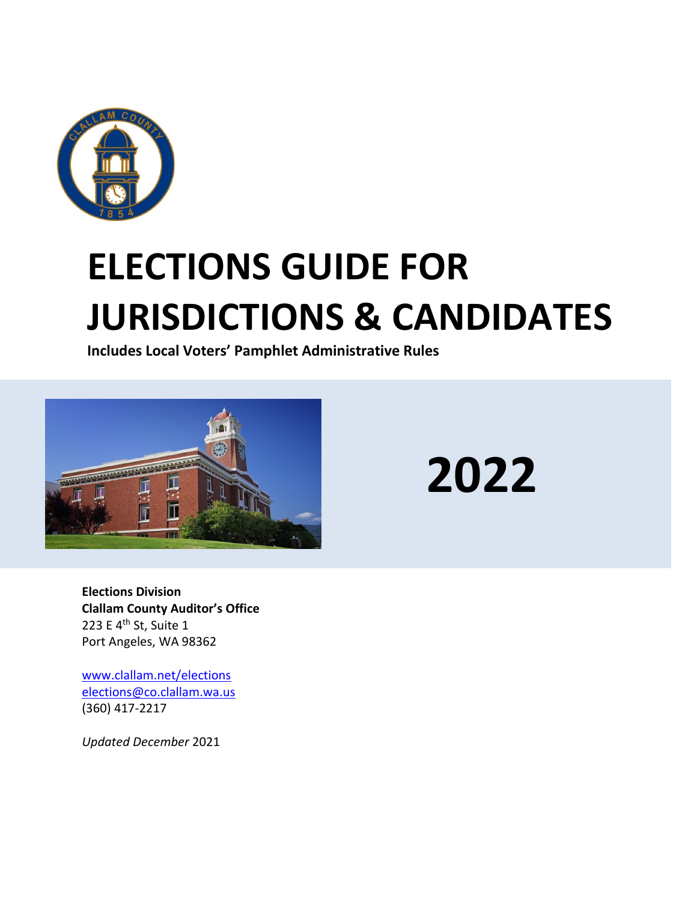# ELECTIONS GUIDE FOR JURISDICTIONS & CANDIDATES

**Includes Local Voters' Pamphlet Administrative Rules**

# 2022

**Elections Division**
**Clallam County Auditor's Office**
223 E 4th St, Suite 1
Port Angeles, WA 98362

www.clallam.net/elections
elections@co.clallam.wa.us
(360) 417-2217

*Updated December* 2021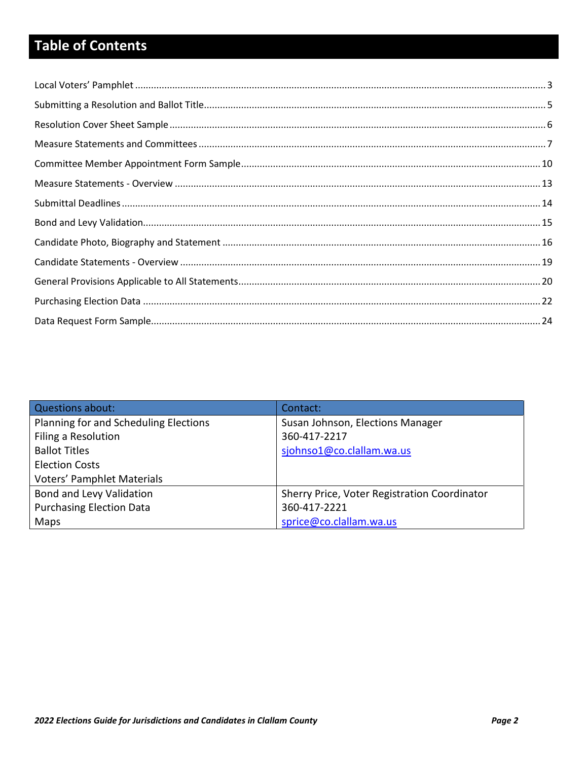# Table of Contents

Local Voters' Pamphlet ........ 3

Submitting a Resolution and Ballot Title ........ 5

Resolution Cover Sheet Sample ........ 6

Measure Statements and Committees ........ 7

Committee Member Appointment Form Sample ........ 10

Measure Statements - Overview ........ 13

Submittal Deadlines ........ 14

Bond and Levy Validation ........ 15

Candidate Photo, Biography and Statement ........ 16

Candidate Statements - Overview ........ 19

General Provisions Applicable to All Statements ........ 20

Purchasing Election Data ........ 22

Data Request Form Sample ........ 24

| Questions about: | Contact: |
|---|---|
| Planning for and Scheduling Elections<br>Filing a Resolution<br>Ballot Titles<br>Election Costs<br>Voters' Pamphlet Materials | Susan Johnson, Elections Manager<br>360-417-2217<br>sjohnso1@co.clallam.wa.us |
| Bond and Levy Validation<br>Purchasing Election Data<br>Maps | Sherry Price, Voter Registration Coordinator<br>360-417-2221<br>sprice@co.clallam.wa.us |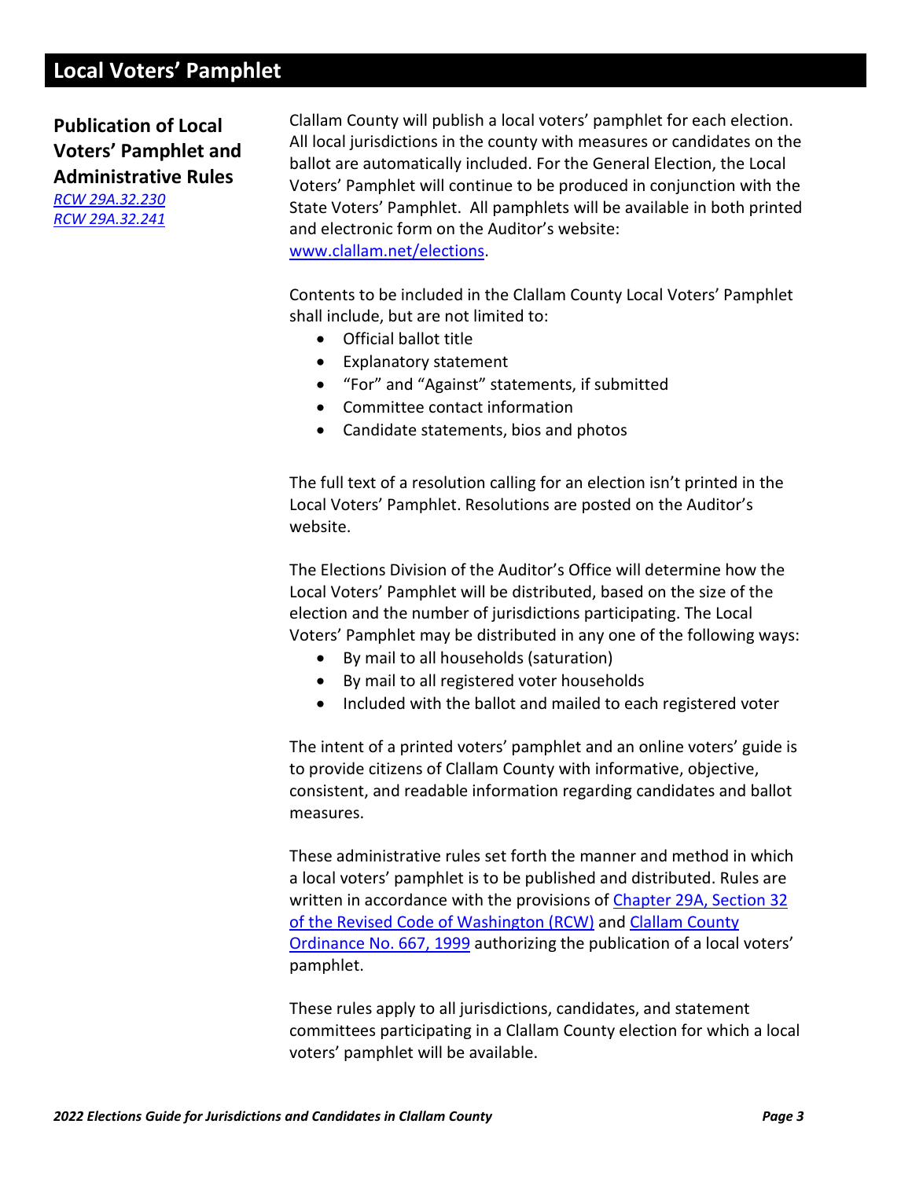# Local Voters' Pamphlet

## Publication of Local Voters' Pamphlet and Administrative Rules

*RCW 29A.32.230*
*RCW 29A.32.241*

Clallam County will publish a local voters' pamphlet for each election. All local jurisdictions in the county with measures or candidates on the ballot are automatically included. For the General Election, the Local Voters' Pamphlet will continue to be produced in conjunction with the State Voters' Pamphlet. All pamphlets will be available in both printed and electronic form on the Auditor's website: www.clallam.net/elections.

Contents to be included in the Clallam County Local Voters' Pamphlet shall include, but are not limited to:

- Official ballot title
- Explanatory statement
- "For" and "Against" statements, if submitted
- Committee contact information
- Candidate statements, bios and photos

The full text of a resolution calling for an election isn't printed in the Local Voters' Pamphlet. Resolutions are posted on the Auditor's website.

The Elections Division of the Auditor's Office will determine how the Local Voters' Pamphlet will be distributed, based on the size of the election and the number of jurisdictions participating. The Local Voters' Pamphlet may be distributed in any one of the following ways:

- By mail to all households (saturation)
- By mail to all registered voter households
- Included with the ballot and mailed to each registered voter

The intent of a printed voters' pamphlet and an online voters' guide is to provide citizens of Clallam County with informative, objective, consistent, and readable information regarding candidates and ballot measures.

These administrative rules set forth the manner and method in which a local voters' pamphlet is to be published and distributed. Rules are written in accordance with the provisions of Chapter 29A, Section 32 of the Revised Code of Washington (RCW) and Clallam County Ordinance No. 667, 1999 authorizing the publication of a local voters' pamphlet.

These rules apply to all jurisdictions, candidates, and statement committees participating in a Clallam County election for which a local voters' pamphlet will be available.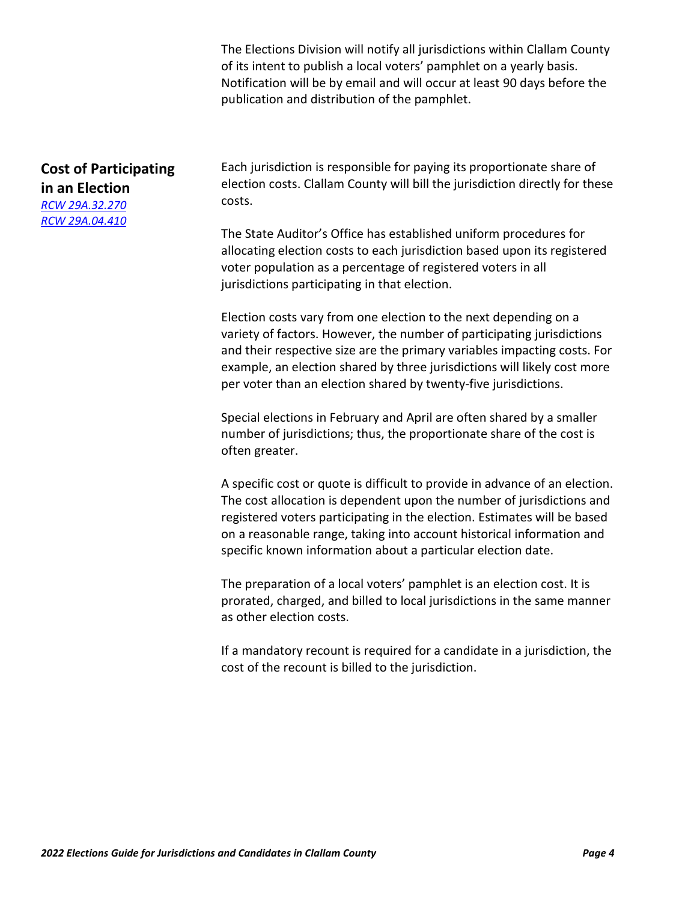The Elections Division will notify all jurisdictions within Clallam County of its intent to publish a local voters' pamphlet on a yearly basis. Notification will be by email and will occur at least 90 days before the publication and distribution of the pamphlet.

## Cost of Participating in an Election

*RCW 29A.32.270*
*RCW 29A.04.410*

Each jurisdiction is responsible for paying its proportionate share of election costs. Clallam County will bill the jurisdiction directly for these costs.

The State Auditor's Office has established uniform procedures for allocating election costs to each jurisdiction based upon its registered voter population as a percentage of registered voters in all jurisdictions participating in that election.

Election costs vary from one election to the next depending on a variety of factors. However, the number of participating jurisdictions and their respective size are the primary variables impacting costs. For example, an election shared by three jurisdictions will likely cost more per voter than an election shared by twenty-five jurisdictions.

Special elections in February and April are often shared by a smaller number of jurisdictions; thus, the proportionate share of the cost is often greater.

A specific cost or quote is difficult to provide in advance of an election. The cost allocation is dependent upon the number of jurisdictions and registered voters participating in the election. Estimates will be based on a reasonable range, taking into account historical information and specific known information about a particular election date.

The preparation of a local voters' pamphlet is an election cost. It is prorated, charged, and billed to local jurisdictions in the same manner as other election costs.

If a mandatory recount is required for a candidate in a jurisdiction, the cost of the recount is billed to the jurisdiction.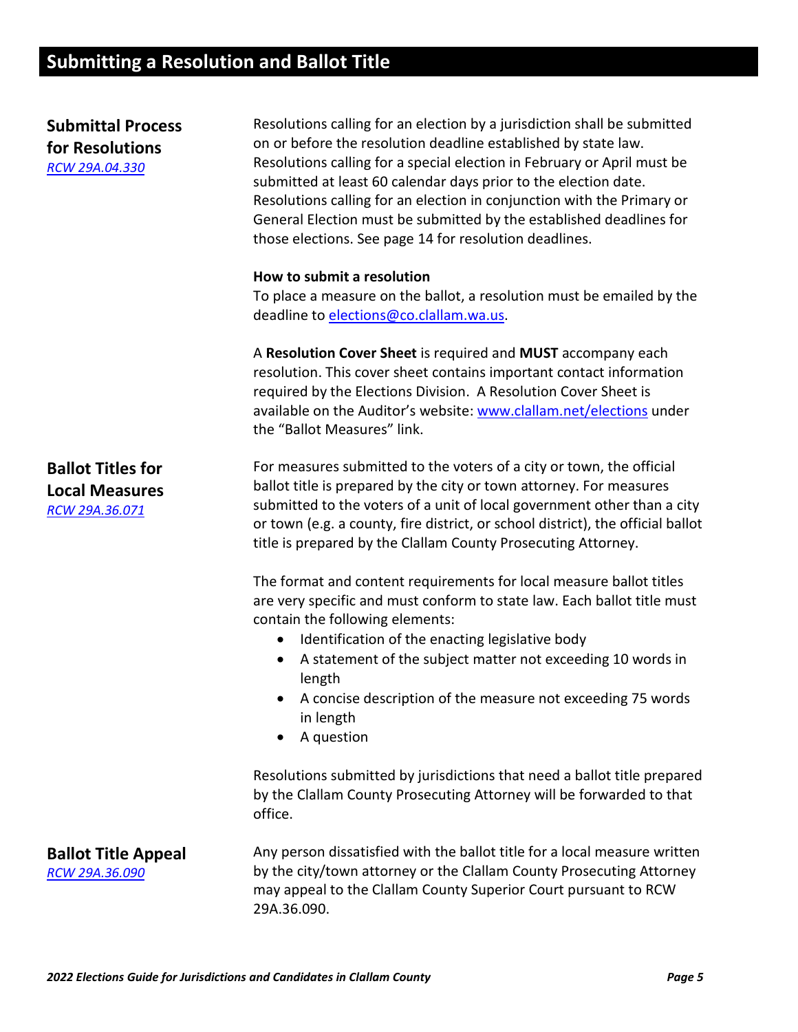# Submitting a Resolution and Ballot Title

## Submittal Process for Resolutions

*RCW 29A.04.330*

Resolutions calling for an election by a jurisdiction shall be submitted on or before the resolution deadline established by state law. Resolutions calling for a special election in February or April must be submitted at least 60 calendar days prior to the election date. Resolutions calling for an election in conjunction with the Primary or General Election must be submitted by the established deadlines for those elections. See page 14 for resolution deadlines.

**How to submit a resolution**

To place a measure on the ballot, a resolution must be emailed by the deadline to elections@co.clallam.wa.us.

A **Resolution Cover Sheet** is required and **MUST** accompany each resolution. This cover sheet contains important contact information required by the Elections Division. A Resolution Cover Sheet is available on the Auditor's website: www.clallam.net/elections under the "Ballot Measures" link.

## Ballot Titles for Local Measures

*RCW 29A.36.071*

For measures submitted to the voters of a city or town, the official ballot title is prepared by the city or town attorney. For measures submitted to the voters of a unit of local government other than a city or town (e.g. a county, fire district, or school district), the official ballot title is prepared by the Clallam County Prosecuting Attorney.

The format and content requirements for local measure ballot titles are very specific and must conform to state law. Each ballot title must contain the following elements:

- Identification of the enacting legislative body
- A statement of the subject matter not exceeding 10 words in length
- A concise description of the measure not exceeding 75 words in length
- A question

Resolutions submitted by jurisdictions that need a ballot title prepared by the Clallam County Prosecuting Attorney will be forwarded to that office.

## Ballot Title Appeal

*RCW 29A.36.090*

Any person dissatisfied with the ballot title for a local measure written by the city/town attorney or the Clallam County Prosecuting Attorney may appeal to the Clallam County Superior Court pursuant to RCW 29A.36.090.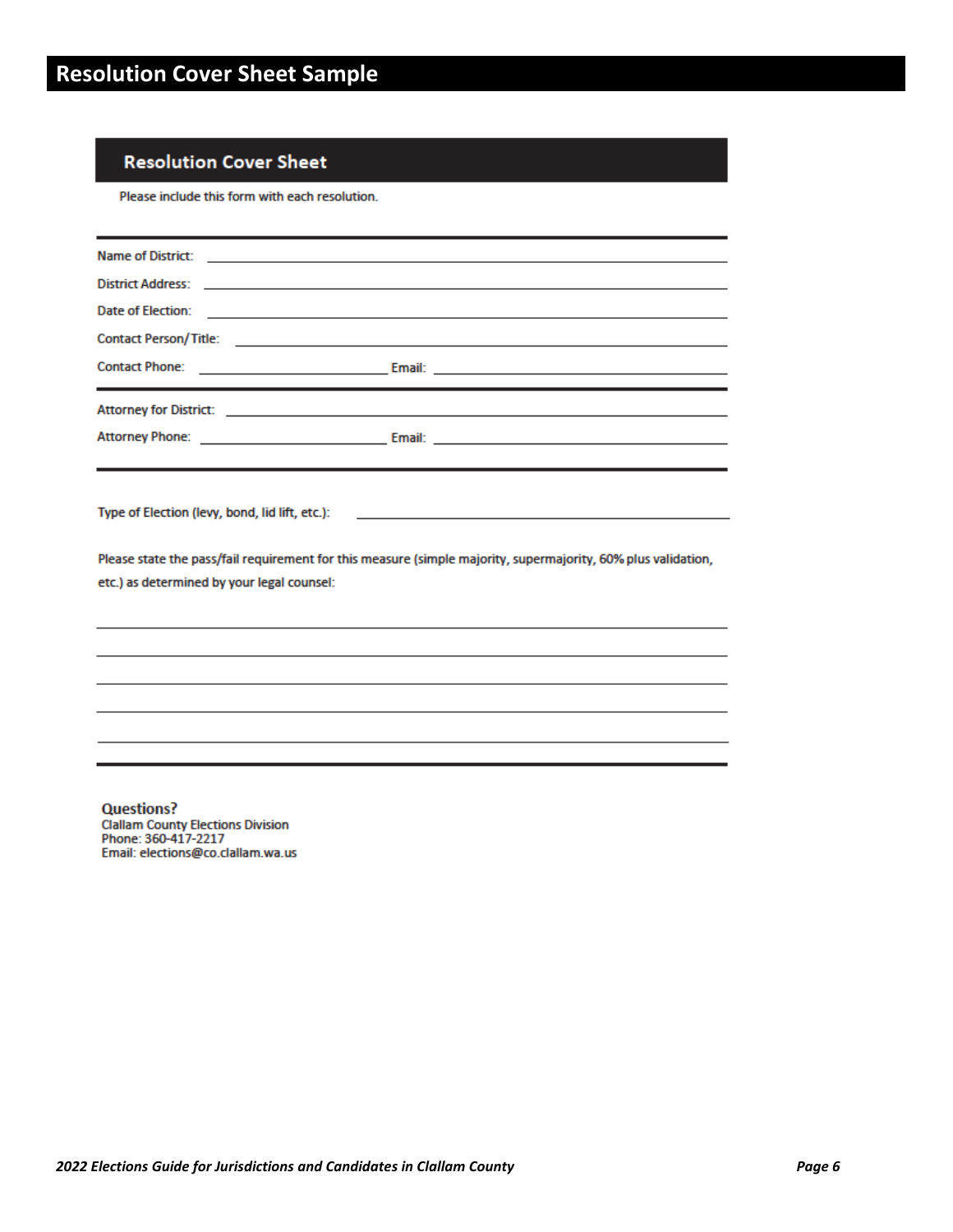# Resolution Cover Sheet Sample

## Resolution Cover Sheet

Please include this form with each resolution.

---

Name of District: ______________________________

District Address: ______________________________

Date of Election: ______________________________

Contact Person/Title: ______________________________

Contact Phone: ____________________ Email: ______________________________

---

Attorney for District: ______________________________

Attorney Phone: ____________________ Email: ______________________________

---

Type of Election (levy, bond, lid lift, etc.): ______________________________

Please state the pass/fail requirement for this measure (simple majority, supermajority, 60% plus validation, etc.) as determined by your legal counsel:

______________________________________________________________

______________________________________________________________

______________________________________________________________

______________________________________________________________

______________________________________________________________

---

**Questions?**
Clallam County Elections Division
Phone: 360-417-2217
Email: elections@co.clallam.wa.us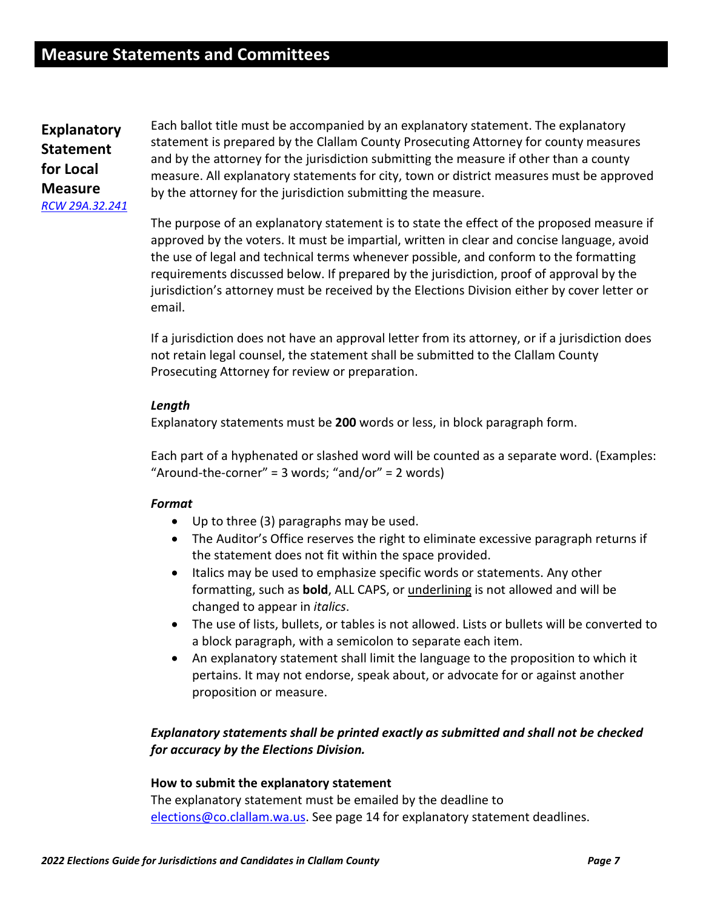# Measure Statements and Committees

## Explanatory Statement for Local Measure

[RCW 29A.32.241](RCW 29A.32.241)

Each ballot title must be accompanied by an explanatory statement. The explanatory statement is prepared by the Clallam County Prosecuting Attorney for county measures and by the attorney for the jurisdiction submitting the measure if other than a county measure. All explanatory statements for city, town or district measures must be approved by the attorney for the jurisdiction submitting the measure.

The purpose of an explanatory statement is to state the effect of the proposed measure if approved by the voters. It must be impartial, written in clear and concise language, avoid the use of legal and technical terms whenever possible, and conform to the formatting requirements discussed below. If prepared by the jurisdiction, proof of approval by the jurisdiction's attorney must be received by the Elections Division either by cover letter or email.

If a jurisdiction does not have an approval letter from its attorney, or if a jurisdiction does not retain legal counsel, the statement shall be submitted to the Clallam County Prosecuting Attorney for review or preparation.

***Length***

Explanatory statements must be **200** words or less, in block paragraph form.

Each part of a hyphenated or slashed word will be counted as a separate word. (Examples: "Around-the-corner" = 3 words; "and/or" = 2 words)

***Format***

- Up to three (3) paragraphs may be used.
- The Auditor's Office reserves the right to eliminate excessive paragraph returns if the statement does not fit within the space provided.
- Italics may be used to emphasize specific words or statements. Any other formatting, such as **bold**, ALL CAPS, or <u>underlining</u> is not allowed and will be changed to appear in *italics*.
- The use of lists, bullets, or tables is not allowed. Lists or bullets will be converted to a block paragraph, with a semicolon to separate each item.
- An explanatory statement shall limit the language to the proposition to which it pertains. It may not endorse, speak about, or advocate for or against another proposition or measure.

***Explanatory statements shall be printed exactly as submitted and shall not be checked for accuracy by the Elections Division.***

**How to submit the explanatory statement**

The explanatory statement must be emailed by the deadline to elections@co.clallam.wa.us. See page 14 for explanatory statement deadlines.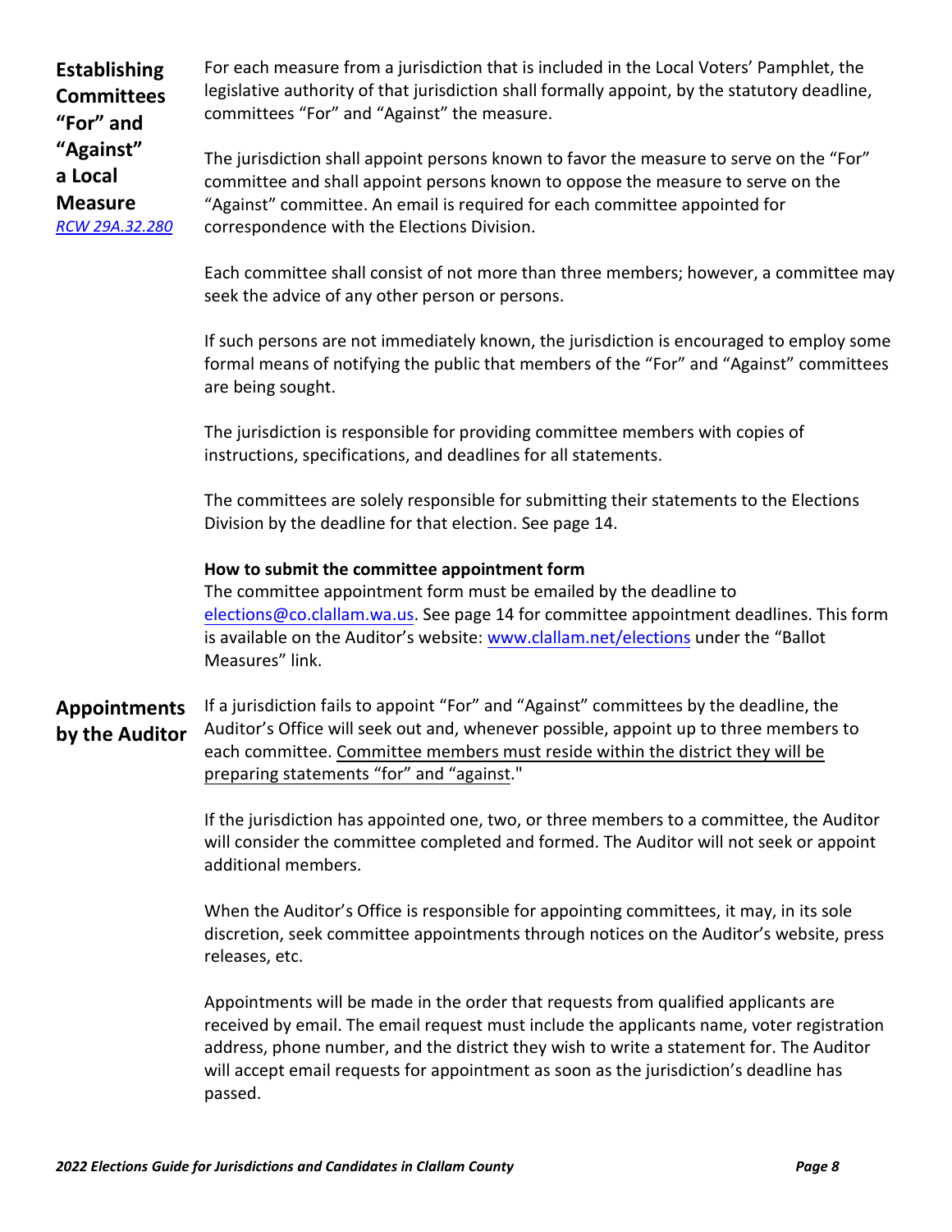## Establishing Committees "For" and "Against" a Local Measure

*RCW 29A.32.280*

For each measure from a jurisdiction that is included in the Local Voters' Pamphlet, the legislative authority of that jurisdiction shall formally appoint, by the statutory deadline, committees "For" and "Against" the measure.

The jurisdiction shall appoint persons known to favor the measure to serve on the "For" committee and shall appoint persons known to oppose the measure to serve on the "Against" committee. An email is required for each committee appointed for correspondence with the Elections Division.

Each committee shall consist of not more than three members; however, a committee may seek the advice of any other person or persons.

If such persons are not immediately known, the jurisdiction is encouraged to employ some formal means of notifying the public that members of the "For" and "Against" committees are being sought.

The jurisdiction is responsible for providing committee members with copies of instructions, specifications, and deadlines for all statements.

The committees are solely responsible for submitting their statements to the Elections Division by the deadline for that election. See page 14.

**How to submit the committee appointment form**

The committee appointment form must be emailed by the deadline to elections@co.clallam.wa.us. See page 14 for committee appointment deadlines. This form is available on the Auditor's website: www.clallam.net/elections under the "Ballot Measures" link.

## Appointments by the Auditor

If a jurisdiction fails to appoint "For" and "Against" committees by the deadline, the Auditor's Office will seek out and, whenever possible, appoint up to three members to each committee. Committee members must reside within the district they will be preparing statements "for" and "against."

If the jurisdiction has appointed one, two, or three members to a committee, the Auditor will consider the committee completed and formed. The Auditor will not seek or appoint additional members.

When the Auditor's Office is responsible for appointing committees, it may, in its sole discretion, seek committee appointments through notices on the Auditor's website, press releases, etc.

Appointments will be made in the order that requests from qualified applicants are received by email. The email request must include the applicants name, voter registration address, phone number, and the district they wish to write a statement for. The Auditor will accept email requests for appointment as soon as the jurisdiction's deadline has passed.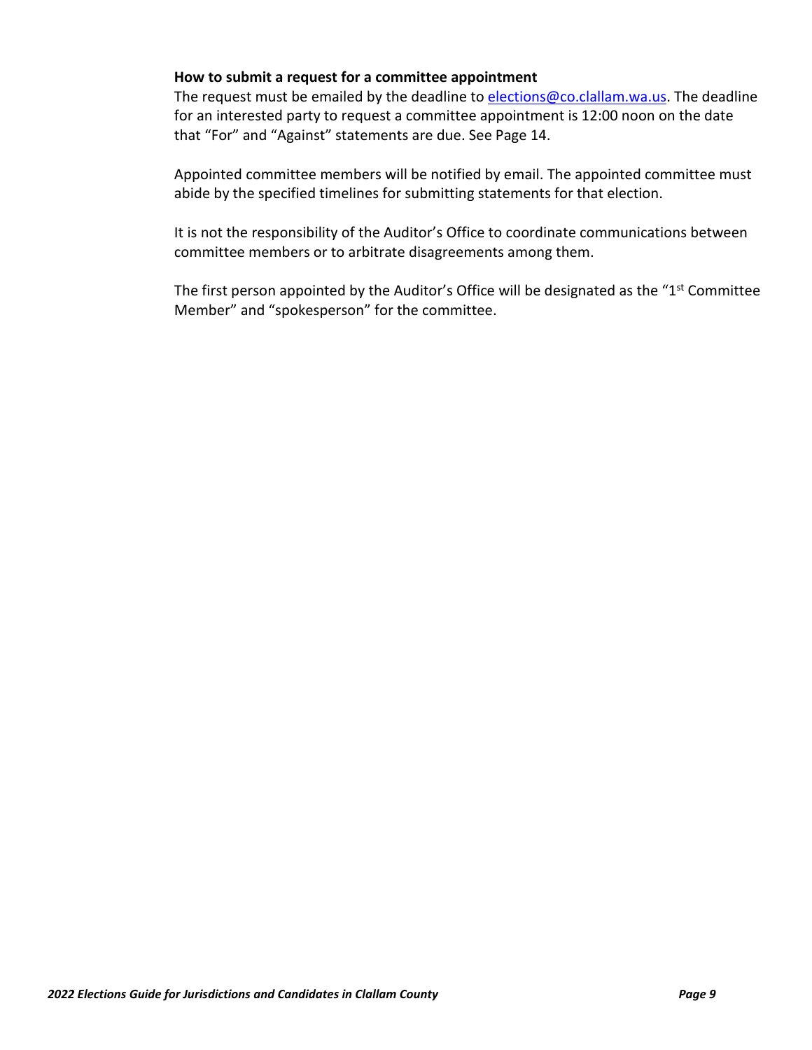### How to submit a request for a committee appointment

The request must be emailed by the deadline to elections@co.clallam.wa.us. The deadline for an interested party to request a committee appointment is 12:00 noon on the date that “For” and “Against” statements are due. See Page 14.

Appointed committee members will be notified by email. The appointed committee must abide by the specified timelines for submitting statements for that election.

It is not the responsibility of the Auditor’s Office to coordinate communications between committee members or to arbitrate disagreements among them.

The first person appointed by the Auditor’s Office will be designated as the “1st Committee Member” and “spokesperson” for the committee.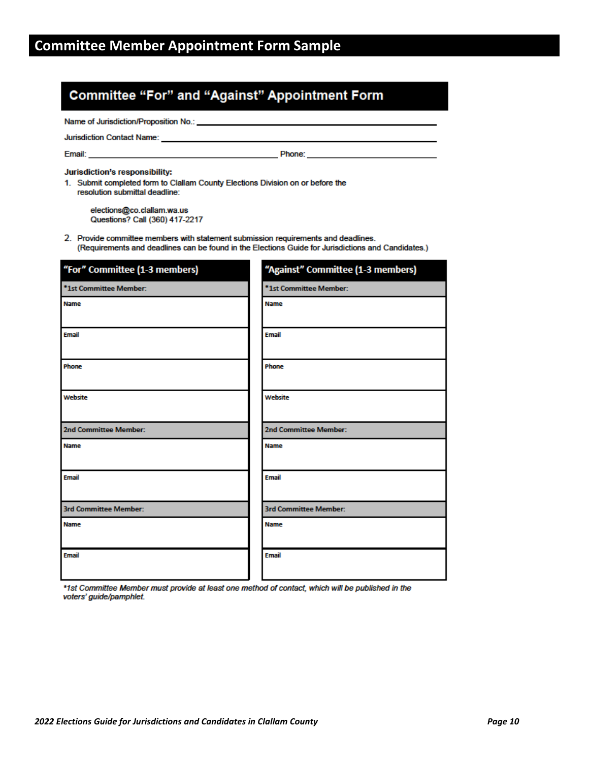# Committee Member Appointment Form Sample

## Committee "For" and "Against" Appointment Form

Name of Jurisdiction/Proposition No.: ______________________________

Jurisdiction Contact Name: ______________________________

Email: ______________________________ Phone: ______________________________

**Jurisdiction's responsibility:**

1. Submit completed form to Clallam County Elections Division on or before the resolution submittal deadline:

   elections@co.clallam.wa.us
   Questions? Call (360) 417-2217

2. Provide committee members with statement submission requirements and deadlines. (Requirements and deadlines can be found in the Elections Guide for Jurisdictions and Candidates.)

| "For" Committee (1-3 members) | "Against" Committee (1-3 members) |
|---|---|
| ***1st Committee Member:** | ***1st Committee Member:** |
| **Name** | **Name** |
| **Email** | **Email** |
| **Phone** | **Phone** |
| **Website** | **Website** |
| **2nd Committee Member:** | **2nd Committee Member:** |
| **Name** | **Name** |
| **Email** | **Email** |
| **3rd Committee Member:** | **3rd Committee Member:** |
| **Name** | **Name** |
| **Email** | **Email** |

**1st Committee Member must provide at least one method of contact, which will be published in the voters' guide/pamphlet.*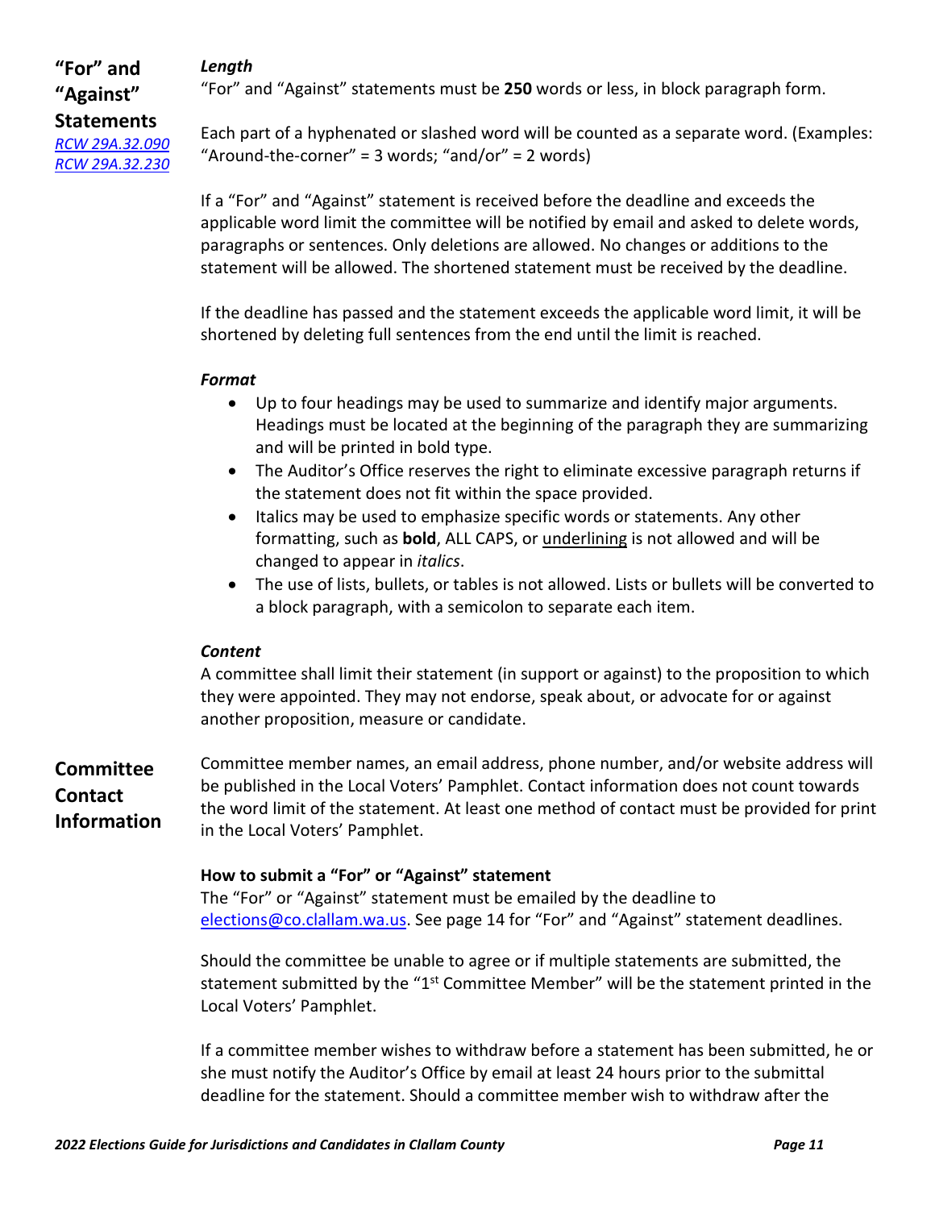## "For" and "Against" Statements

[RCW 29A.32.090](RCW 29A.32.090)
[RCW 29A.32.230](RCW 29A.32.230)

### *Length*

"For" and "Against" statements must be **250** words or less, in block paragraph form.

Each part of a hyphenated or slashed word will be counted as a separate word. (Examples: "Around-the-corner" = 3 words; "and/or" = 2 words)

If a "For" and "Against" statement is received before the deadline and exceeds the applicable word limit the committee will be notified by email and asked to delete words, paragraphs or sentences. Only deletions are allowed. No changes or additions to the statement will be allowed. The shortened statement must be received by the deadline.

If the deadline has passed and the statement exceeds the applicable word limit, it will be shortened by deleting full sentences from the end until the limit is reached.

### *Format*

- Up to four headings may be used to summarize and identify major arguments. Headings must be located at the beginning of the paragraph they are summarizing and will be printed in bold type.
- The Auditor's Office reserves the right to eliminate excessive paragraph returns if the statement does not fit within the space provided.
- Italics may be used to emphasize specific words or statements. Any other formatting, such as **bold**, ALL CAPS, or <u>underlining</u> is not allowed and will be changed to appear in *italics*.
- The use of lists, bullets, or tables is not allowed. Lists or bullets will be converted to a block paragraph, with a semicolon to separate each item.

### *Content*

A committee shall limit their statement (in support or against) to the proposition to which they were appointed. They may not endorse, speak about, or advocate for or against another proposition, measure or candidate.

## Committee Contact Information

Committee member names, an email address, phone number, and/or website address will be published in the Local Voters' Pamphlet. Contact information does not count towards the word limit of the statement. At least one method of contact must be provided for print in the Local Voters' Pamphlet.

### How to submit a "For" or "Against" statement

The "For" or "Against" statement must be emailed by the deadline to [elections@co.clallam.wa.us](mailto:elections@co.clallam.wa.us). See page 14 for "For" and "Against" statement deadlines.

Should the committee be unable to agree or if multiple statements are submitted, the statement submitted by the "1st Committee Member" will be the statement printed in the Local Voters' Pamphlet.

If a committee member wishes to withdraw before a statement has been submitted, he or she must notify the Auditor's Office by email at least 24 hours prior to the submittal deadline for the statement. Should a committee member wish to withdraw after the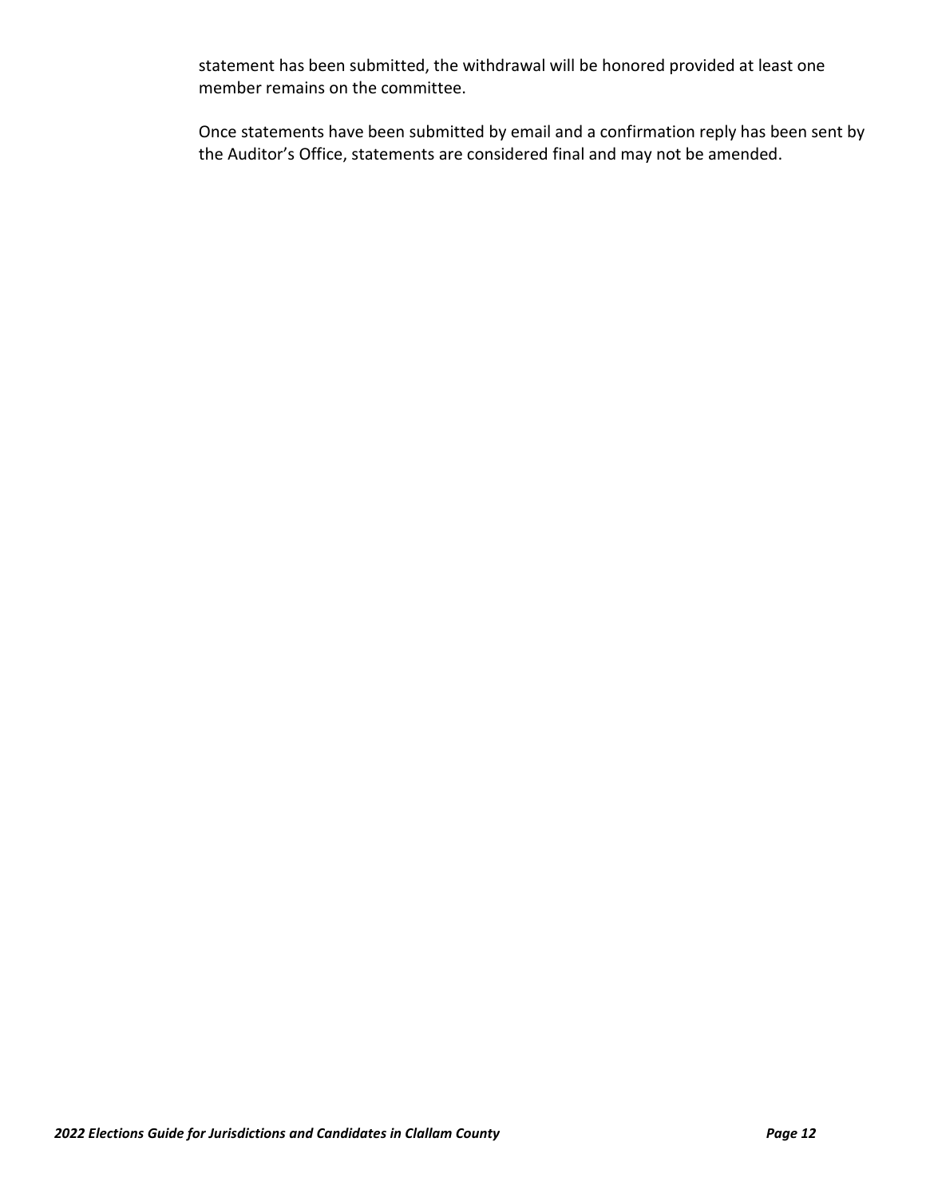statement has been submitted, the withdrawal will be honored provided at least one member remains on the committee.

Once statements have been submitted by email and a confirmation reply has been sent by the Auditor's Office, statements are considered final and may not be amended.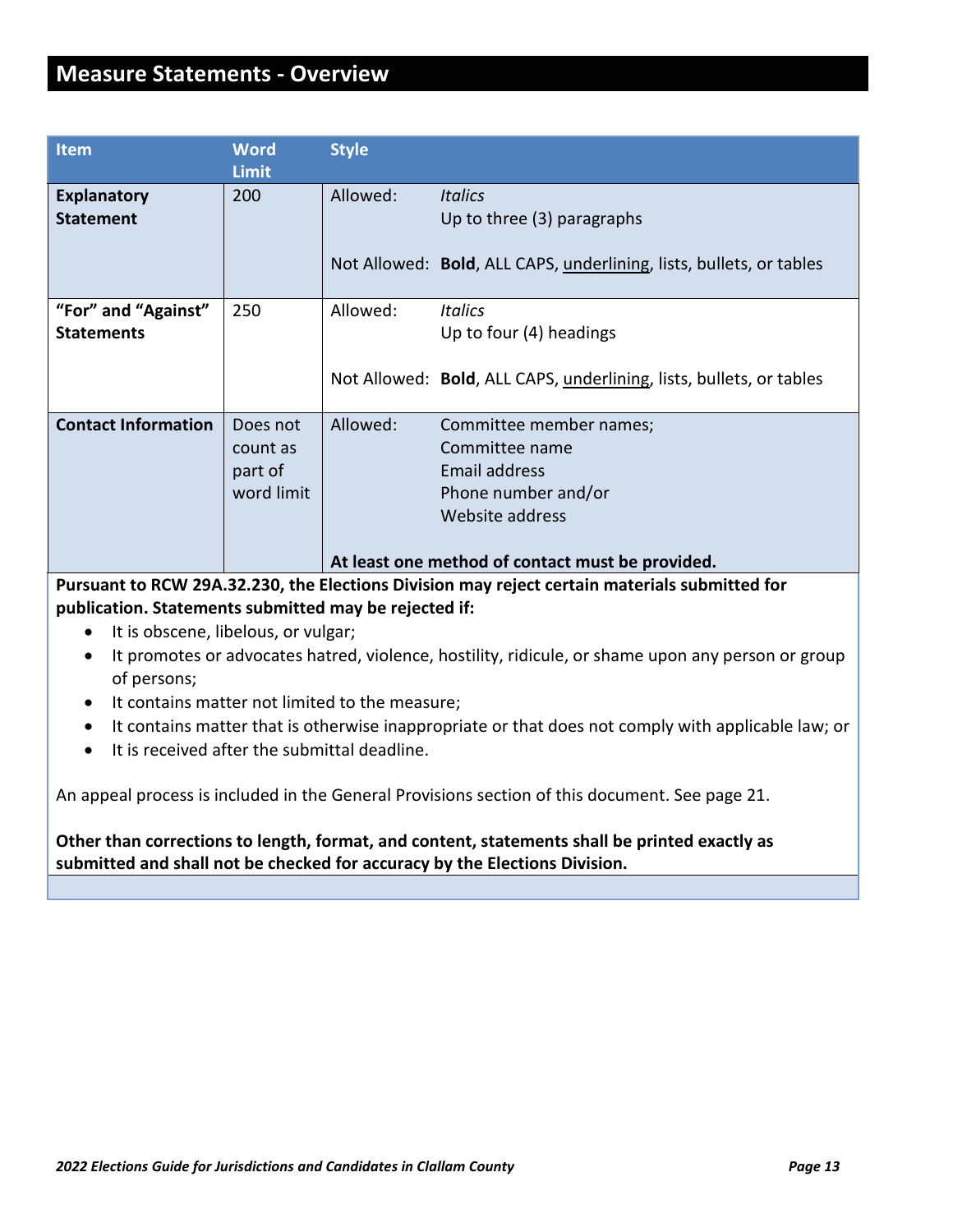# Measure Statements - Overview

| Item | Word Limit | Style | |
|---|---|---|---|
| **Explanatory Statement** | 200 | Allowed: | *Italics*<br>Up to three (3) paragraphs |
| | | Not Allowed: | **Bold**, ALL CAPS, <u>underlining</u>, lists, bullets, or tables |
| **“For” and “Against” Statements** | 250 | Allowed: | *Italics*<br>Up to four (4) headings |
| | | Not Allowed: | **Bold**, ALL CAPS, <u>underlining</u>, lists, bullets, or tables |
| **Contact Information** | Does not count as part of word limit | Allowed: | Committee member names;<br>Committee name<br>Email address<br>Phone number and/or<br>Website address |
| | | **At least one method of contact must be provided.** | |

**Pursuant to RCW 29A.32.230, the Elections Division may reject certain materials submitted for publication. Statements submitted may be rejected if:**

- It is obscene, libelous, or vulgar;
- It promotes or advocates hatred, violence, hostility, ridicule, or shame upon any person or group of persons;
- It contains matter not limited to the measure;
- It contains matter that is otherwise inappropriate or that does not comply with applicable law; or
- It is received after the submittal deadline.

An appeal process is included in the General Provisions section of this document. See page 21.

**Other than corrections to length, format, and content, statements shall be printed exactly as submitted and shall not be checked for accuracy by the Elections Division.**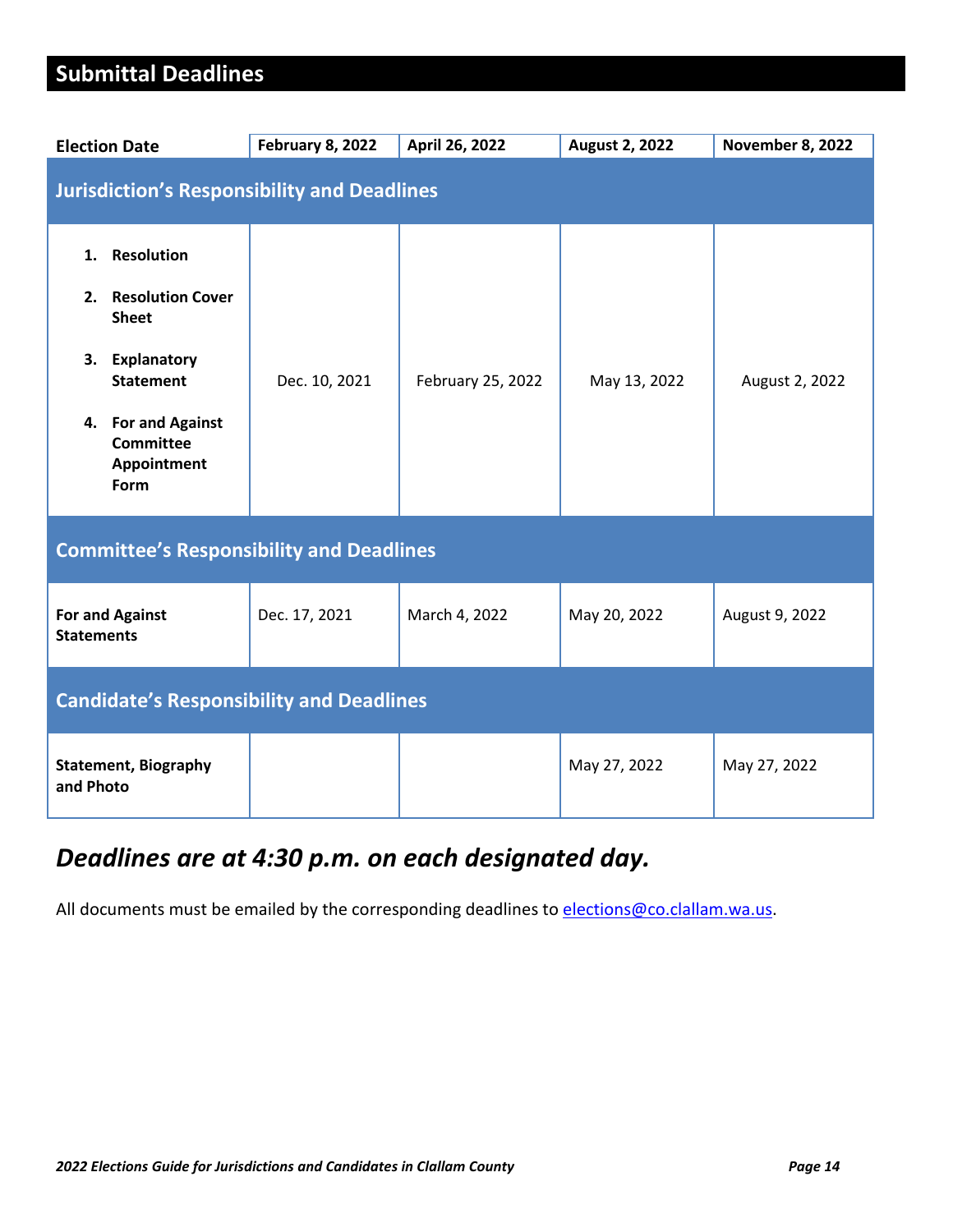## Submittal Deadlines

| Election Date | February 8, 2022 | April 26, 2022 | August 2, 2022 | November 8, 2022 |
|---|---|---|---|---|
| **Jurisdiction's Responsibility and Deadlines** | | | | |
| 1. **Resolution** 2. **Resolution Cover Sheet** 3. **Explanatory Statement** 4. **For and Against Committee Appointment Form** | Dec. 10, 2021 | February 25, 2022 | May 13, 2022 | August 2, 2022 |
| **Committee's Responsibility and Deadlines** | | | | |
| **For and Against Statements** | Dec. 17, 2021 | March 4, 2022 | May 20, 2022 | August 9, 2022 |
| **Candidate's Responsibility and Deadlines** | | | | |
| **Statement, Biography and Photo** | | | May 27, 2022 | May 27, 2022 |

## *Deadlines are at 4:30 p.m. on each designated day.*

All documents must be emailed by the corresponding deadlines to elections@co.clallam.wa.us.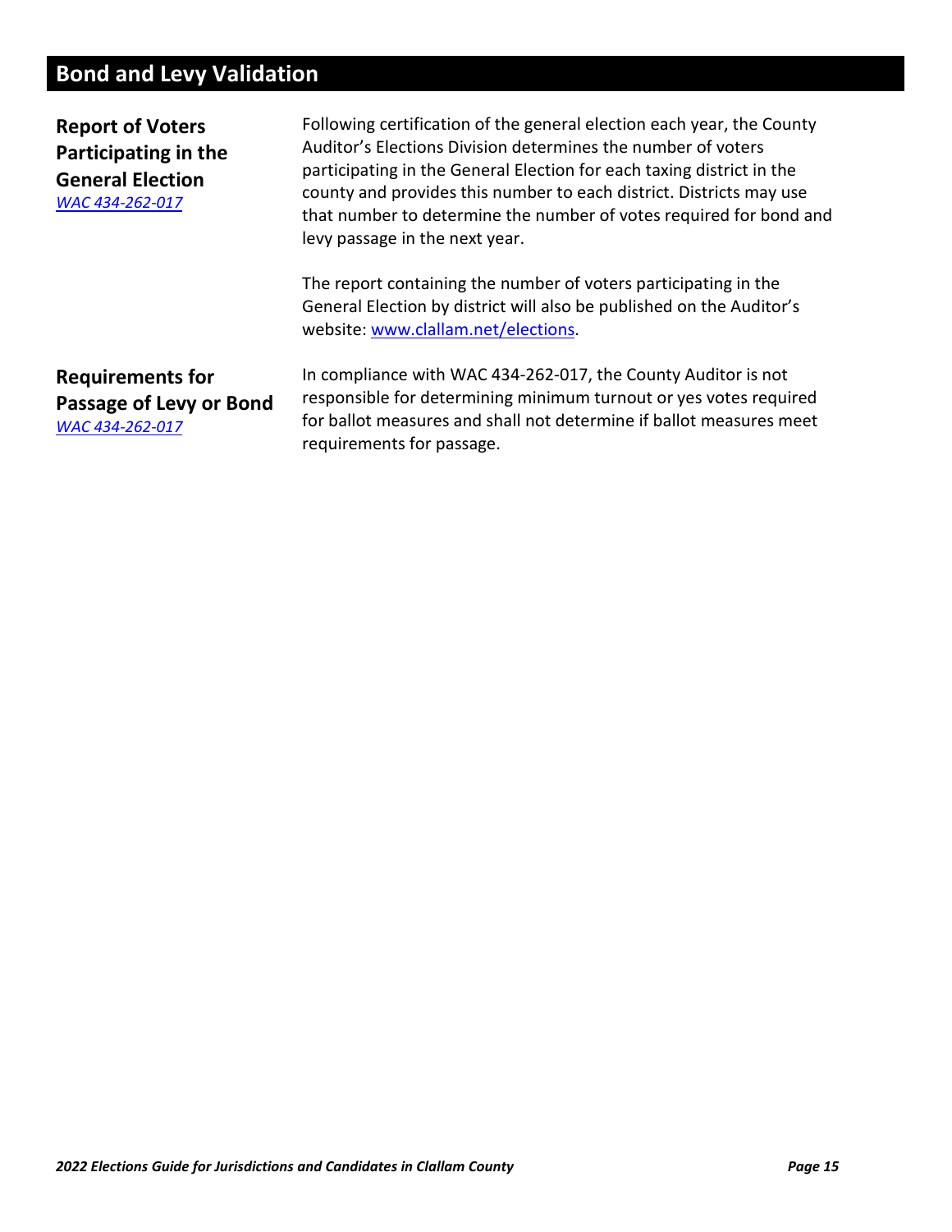# Bond and Levy Validation

### Report of Voters Participating in the General Election

*WAC 434-262-017*

Following certification of the general election each year, the County Auditor's Elections Division determines the number of voters participating in the General Election for each taxing district in the county and provides this number to each district. Districts may use that number to determine the number of votes required for bond and levy passage in the next year.

The report containing the number of voters participating in the General Election by district will also be published on the Auditor's website: [www.clallam.net/elections](www.clallam.net/elections).

### Requirements for Passage of Levy or Bond

*WAC 434-262-017*

In compliance with WAC 434-262-017, the County Auditor is not responsible for determining minimum turnout or yes votes required for ballot measures and shall not determine if ballot measures meet requirements for passage.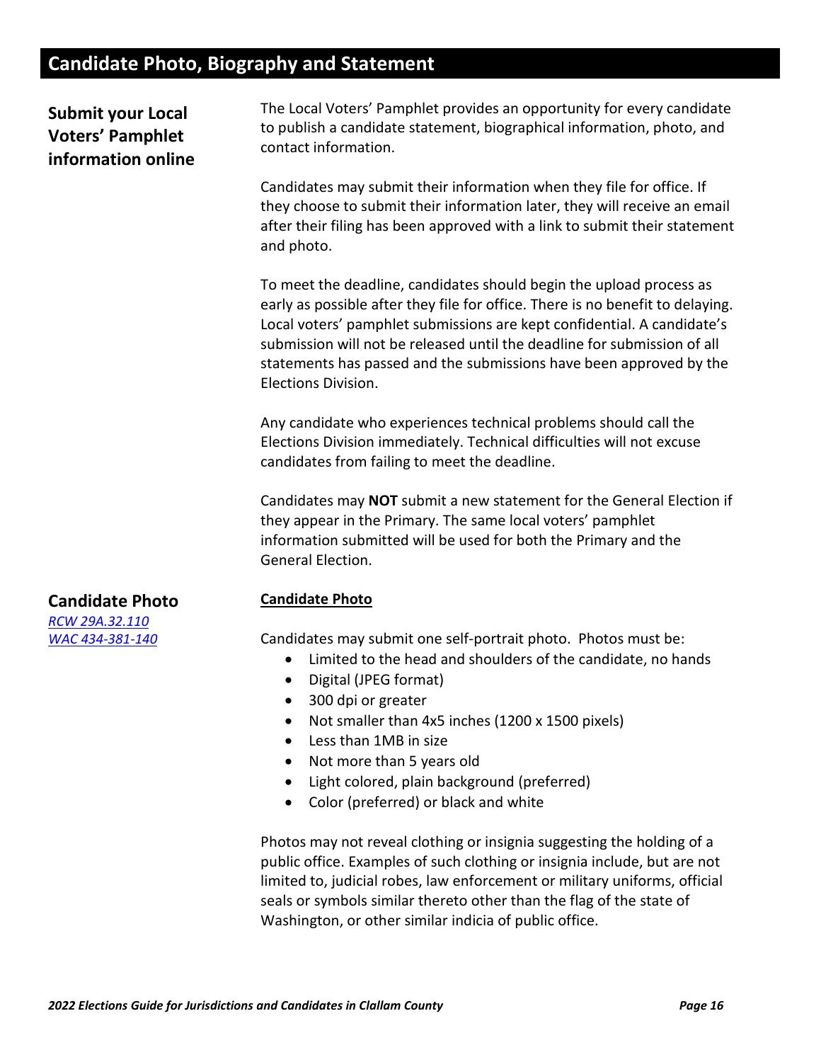# Candidate Photo, Biography and Statement

## Submit your Local Voters' Pamphlet information online

The Local Voters' Pamphlet provides an opportunity for every candidate to publish a candidate statement, biographical information, photo, and contact information.

Candidates may submit their information when they file for office. If they choose to submit their information later, they will receive an email after their filing has been approved with a link to submit their statement and photo.

To meet the deadline, candidates should begin the upload process as early as possible after they file for office. There is no benefit to delaying. Local voters' pamphlet submissions are kept confidential. A candidate's submission will not be released until the deadline for submission of all statements has passed and the submissions have been approved by the Elections Division.

Any candidate who experiences technical problems should call the Elections Division immediately. Technical difficulties will not excuse candidates from failing to meet the deadline.

Candidates may **NOT** submit a new statement for the General Election if they appear in the Primary. The same local voters' pamphlet information submitted will be used for both the Primary and the General Election.

## Candidate Photo

*RCW 29A.32.110*
*WAC 434-381-140*

**Candidate Photo**

Candidates may submit one self-portrait photo. Photos must be:

- Limited to the head and shoulders of the candidate, no hands
- Digital (JPEG format)
- 300 dpi or greater
- Not smaller than 4x5 inches (1200 x 1500 pixels)
- Less than 1MB in size
- Not more than 5 years old
- Light colored, plain background (preferred)
- Color (preferred) or black and white

Photos may not reveal clothing or insignia suggesting the holding of a public office. Examples of such clothing or insignia include, but are not limited to, judicial robes, law enforcement or military uniforms, official seals or symbols similar thereto other than the flag of the state of Washington, or other similar indicia of public office.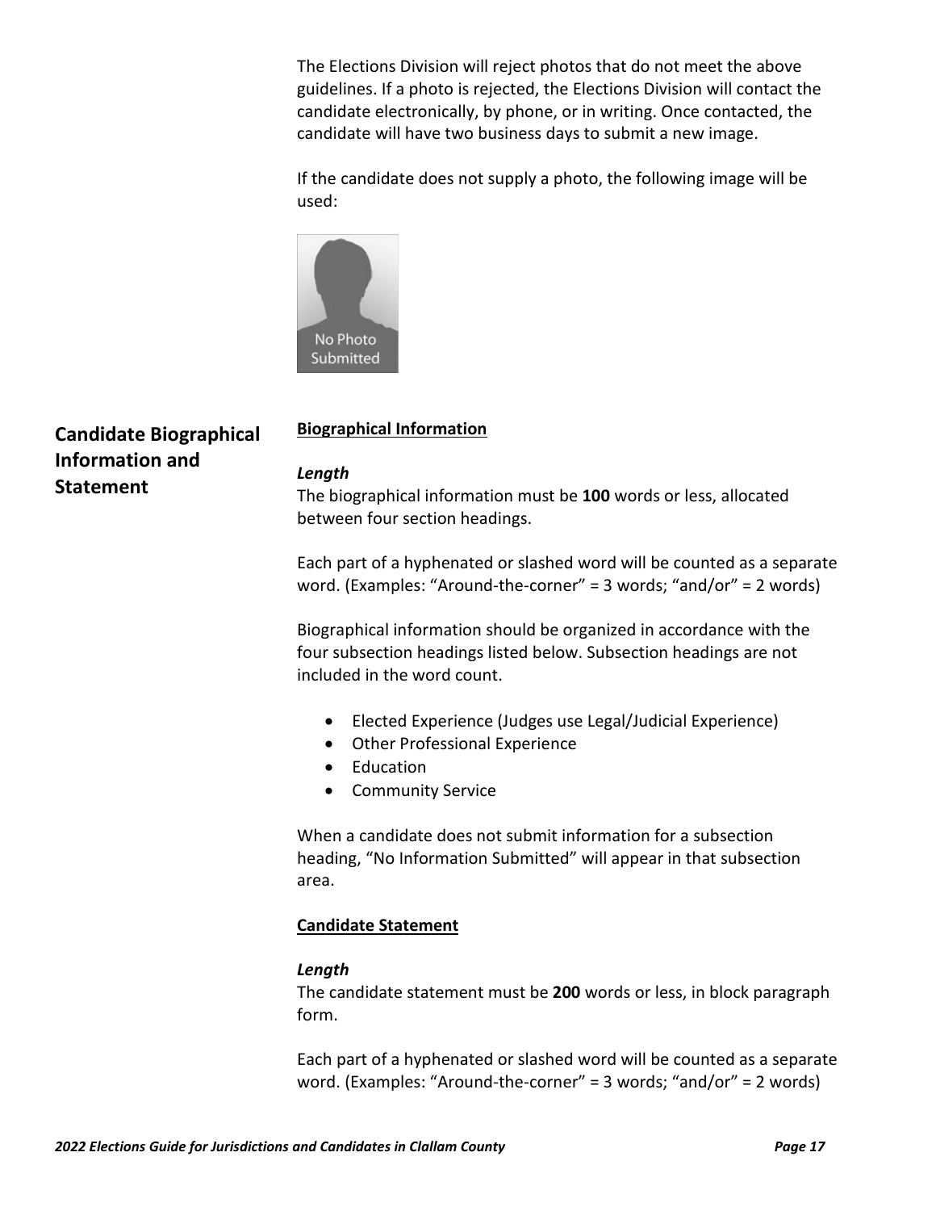The Elections Division will reject photos that do not meet the above guidelines. If a photo is rejected, the Elections Division will contact the candidate electronically, by phone, or in writing. Once contacted, the candidate will have two business days to submit a new image.

If the candidate does not supply a photo, the following image will be used:

No Photo Submitted

## Candidate Biographical Information and Statement

**Biographical Information**

***Length***

The biographical information must be **100** words or less, allocated between four section headings.

Each part of a hyphenated or slashed word will be counted as a separate word. (Examples: "Around-the-corner" = 3 words; "and/or" = 2 words)

Biographical information should be organized in accordance with the four subsection headings listed below. Subsection headings are not included in the word count.

- Elected Experience (Judges use Legal/Judicial Experience)
- Other Professional Experience
- Education
- Community Service

When a candidate does not submit information for a subsection heading, "No Information Submitted" will appear in that subsection area.

**Candidate Statement**

***Length***

The candidate statement must be **200** words or less, in block paragraph form.

Each part of a hyphenated or slashed word will be counted as a separate word. (Examples: "Around-the-corner" = 3 words; "and/or" = 2 words)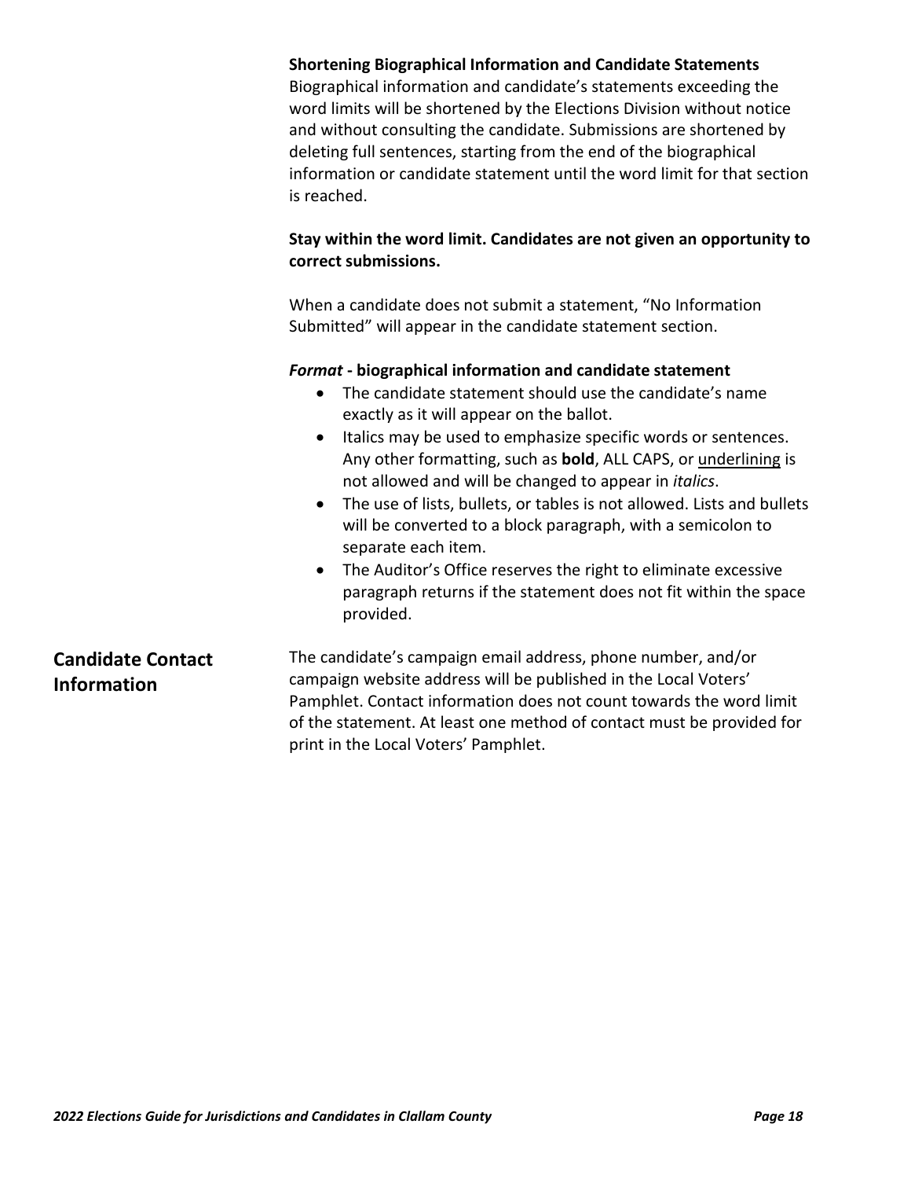**Shortening Biographical Information and Candidate Statements**
Biographical information and candidate's statements exceeding the word limits will be shortened by the Elections Division without notice and without consulting the candidate. Submissions are shortened by deleting full sentences, starting from the end of the biographical information or candidate statement until the word limit for that section is reached.

**Stay within the word limit. Candidates are not given an opportunity to correct submissions.**

When a candidate does not submit a statement, "No Information Submitted" will appear in the candidate statement section.

***Format* - biographical information and candidate statement**

- The candidate statement should use the candidate's name exactly as it will appear on the ballot.
- Italics may be used to emphasize specific words or sentences. Any other formatting, such as **bold**, ALL CAPS, or <u>underlining</u> is not allowed and will be changed to appear in *italics*.
- The use of lists, bullets, or tables is not allowed. Lists and bullets will be converted to a block paragraph, with a semicolon to separate each item.
- The Auditor's Office reserves the right to eliminate excessive paragraph returns if the statement does not fit within the space provided.

## Candidate Contact Information

The candidate's campaign email address, phone number, and/or campaign website address will be published in the Local Voters' Pamphlet. Contact information does not count towards the word limit of the statement. At least one method of contact must be provided for print in the Local Voters' Pamphlet.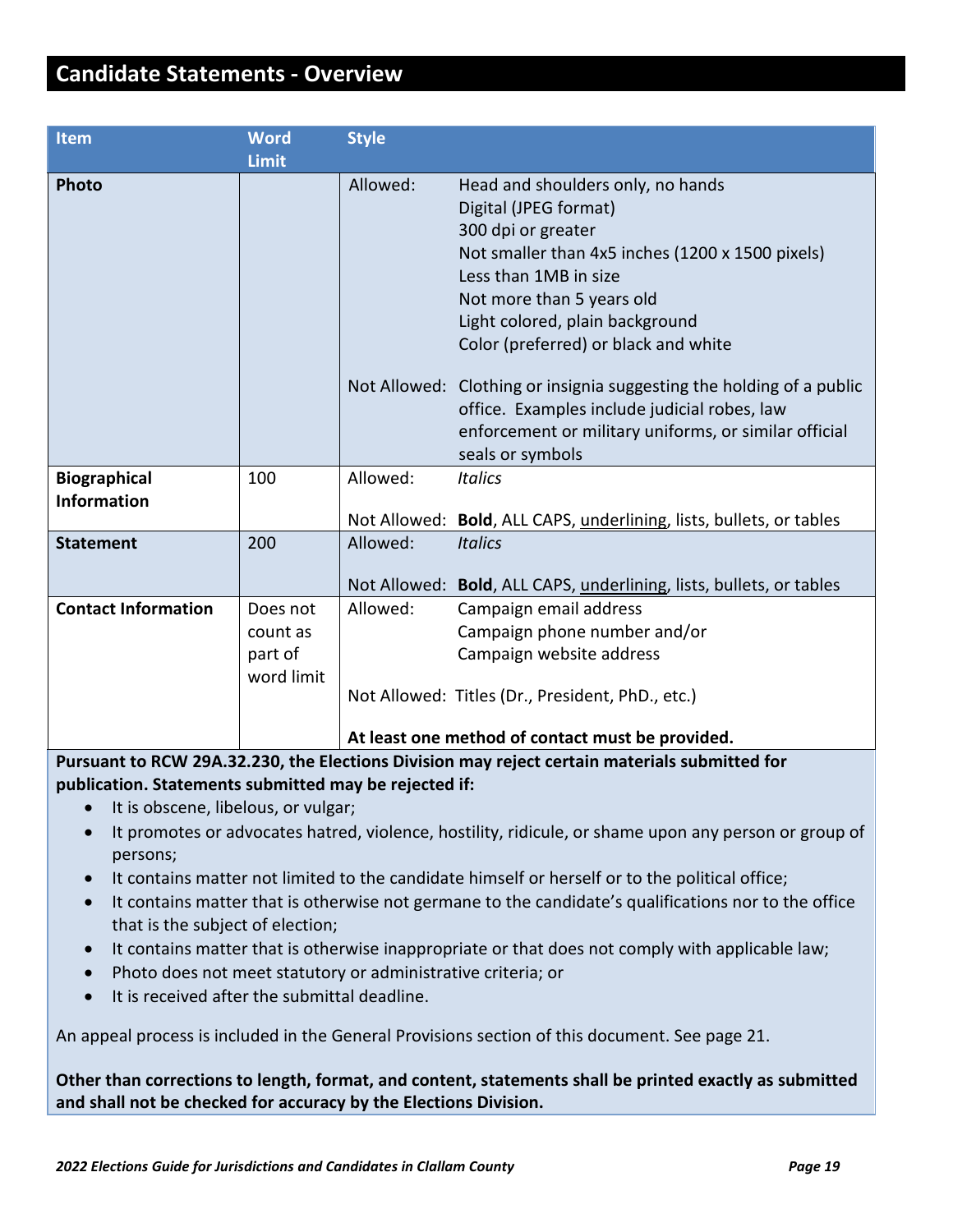# Candidate Statements - Overview

| Item | Word Limit | Style | |
|---|---|---|---|
| **Photo** | | Allowed: | Head and shoulders only, no hands<br>Digital (JPEG format)<br>300 dpi or greater<br>Not smaller than 4x5 inches (1200 x 1500 pixels)<br>Less than 1MB in size<br>Not more than 5 years old<br>Light colored, plain background<br>Color (preferred) or black and white |
| | | Not Allowed: | Clothing or insignia suggesting the holding of a public office. Examples include judicial robes, law enforcement or military uniforms, or similar official seals or symbols |
| **Biographical Information** | 100 | Allowed: | *Italics* |
| | | Not Allowed: | **Bold**, ALL CAPS, <u>underlining</u>, lists, bullets, or tables |
| **Statement** | 200 | Allowed: | *Italics* |
| | | Not Allowed: | **Bold**, ALL CAPS, <u>underlining</u>, lists, bullets, or tables |
| **Contact Information** | Does not count as part of word limit | Allowed: | Campaign email address<br>Campaign phone number and/or<br>Campaign website address |
| | | Not Allowed: | Titles (Dr., President, PhD., etc.) |
| | | **At least one method of contact must be provided.** | |

**Pursuant to RCW 29A.32.230, the Elections Division may reject certain materials submitted for publication. Statements submitted may be rejected if:**

- It is obscene, libelous, or vulgar;
- It promotes or advocates hatred, violence, hostility, ridicule, or shame upon any person or group of persons;
- It contains matter not limited to the candidate himself or herself or to the political office;
- It contains matter that is otherwise not germane to the candidate's qualifications nor to the office that is the subject of election;
- It contains matter that is otherwise inappropriate or that does not comply with applicable law;
- Photo does not meet statutory or administrative criteria; or
- It is received after the submittal deadline.

An appeal process is included in the General Provisions section of this document. See page 21.

**Other than corrections to length, format, and content, statements shall be printed exactly as submitted and shall not be checked for accuracy by the Elections Division.**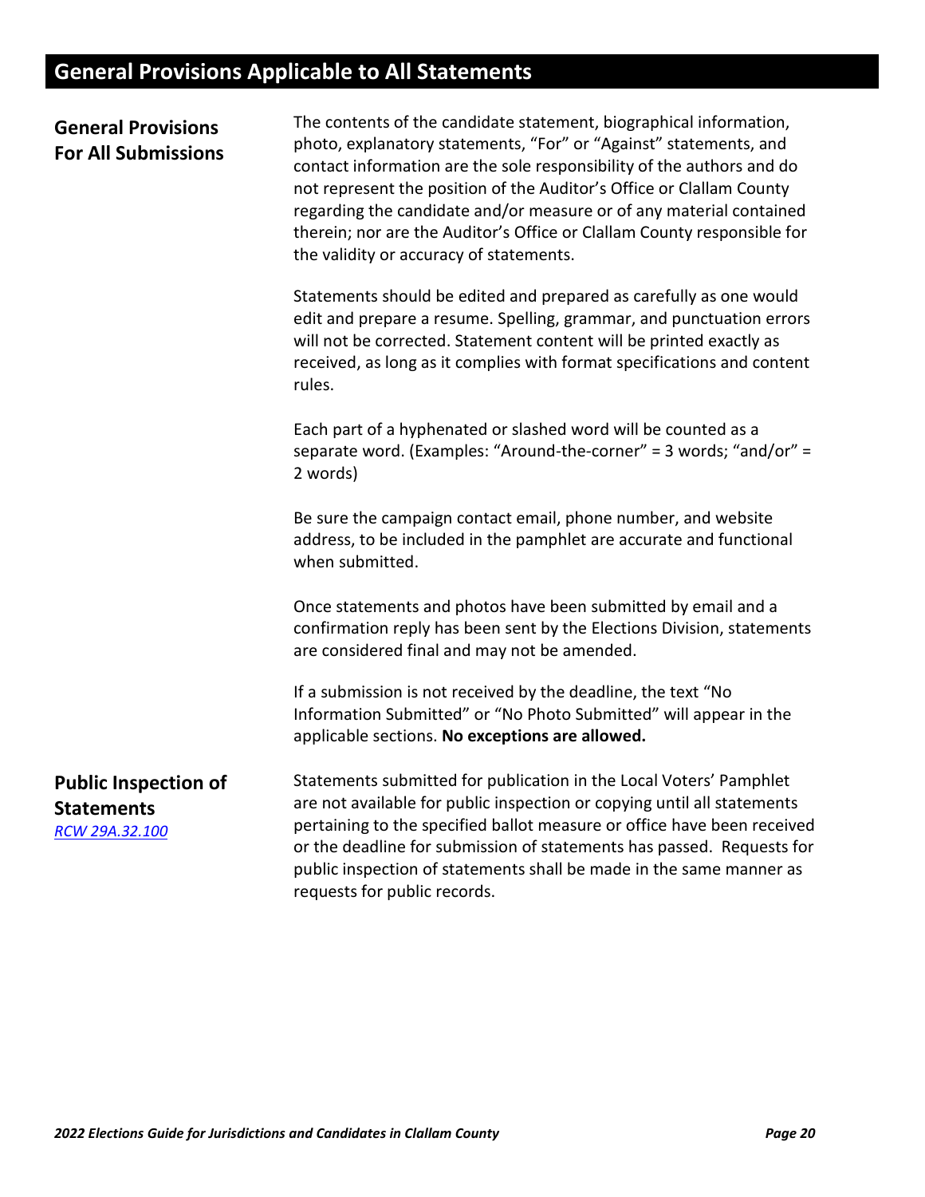# General Provisions Applicable to All Statements

## General Provisions For All Submissions

The contents of the candidate statement, biographical information, photo, explanatory statements, "For" or "Against" statements, and contact information are the sole responsibility of the authors and do not represent the position of the Auditor's Office or Clallam County regarding the candidate and/or measure or of any material contained therein; nor are the Auditor's Office or Clallam County responsible for the validity or accuracy of statements.

Statements should be edited and prepared as carefully as one would edit and prepare a resume. Spelling, grammar, and punctuation errors will not be corrected. Statement content will be printed exactly as received, as long as it complies with format specifications and content rules.

Each part of a hyphenated or slashed word will be counted as a separate word. (Examples: "Around-the-corner" = 3 words; "and/or" = 2 words)

Be sure the campaign contact email, phone number, and website address, to be included in the pamphlet are accurate and functional when submitted.

Once statements and photos have been submitted by email and a confirmation reply has been sent by the Elections Division, statements are considered final and may not be amended.

If a submission is not received by the deadline, the text "No Information Submitted" or "No Photo Submitted" will appear in the applicable sections. **No exceptions are allowed.**

## Public Inspection of Statements

*RCW 29A.32.100*

Statements submitted for publication in the Local Voters' Pamphlet are not available for public inspection or copying until all statements pertaining to the specified ballot measure or office have been received or the deadline for submission of statements has passed. Requests for public inspection of statements shall be made in the same manner as requests for public records.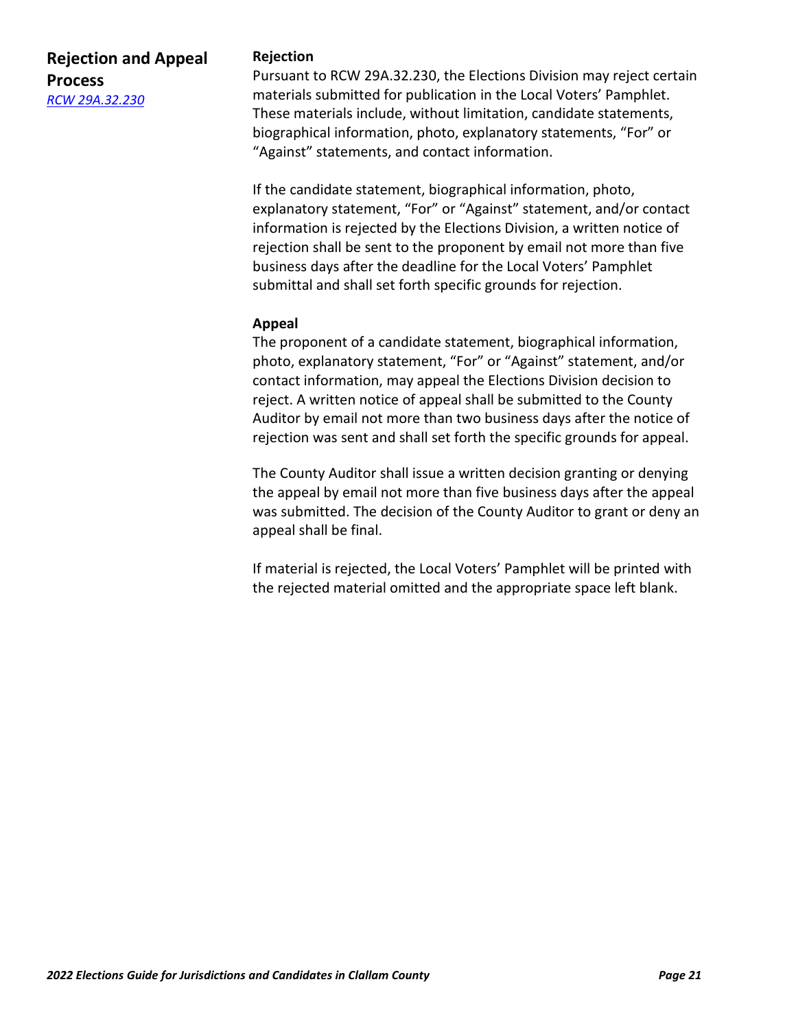## Rejection and Appeal Process

*RCW 29A.32.230*

### Rejection

Pursuant to RCW 29A.32.230, the Elections Division may reject certain materials submitted for publication in the Local Voters' Pamphlet. These materials include, without limitation, candidate statements, biographical information, photo, explanatory statements, "For" or "Against" statements, and contact information.

If the candidate statement, biographical information, photo, explanatory statement, "For" or "Against" statement, and/or contact information is rejected by the Elections Division, a written notice of rejection shall be sent to the proponent by email not more than five business days after the deadline for the Local Voters' Pamphlet submittal and shall set forth specific grounds for rejection.

### Appeal

The proponent of a candidate statement, biographical information, photo, explanatory statement, "For" or "Against" statement, and/or contact information, may appeal the Elections Division decision to reject. A written notice of appeal shall be submitted to the County Auditor by email not more than two business days after the notice of rejection was sent and shall set forth the specific grounds for appeal.

The County Auditor shall issue a written decision granting or denying the appeal by email not more than five business days after the appeal was submitted. The decision of the County Auditor to grant or deny an appeal shall be final.

If material is rejected, the Local Voters' Pamphlet will be printed with the rejected material omitted and the appropriate space left blank.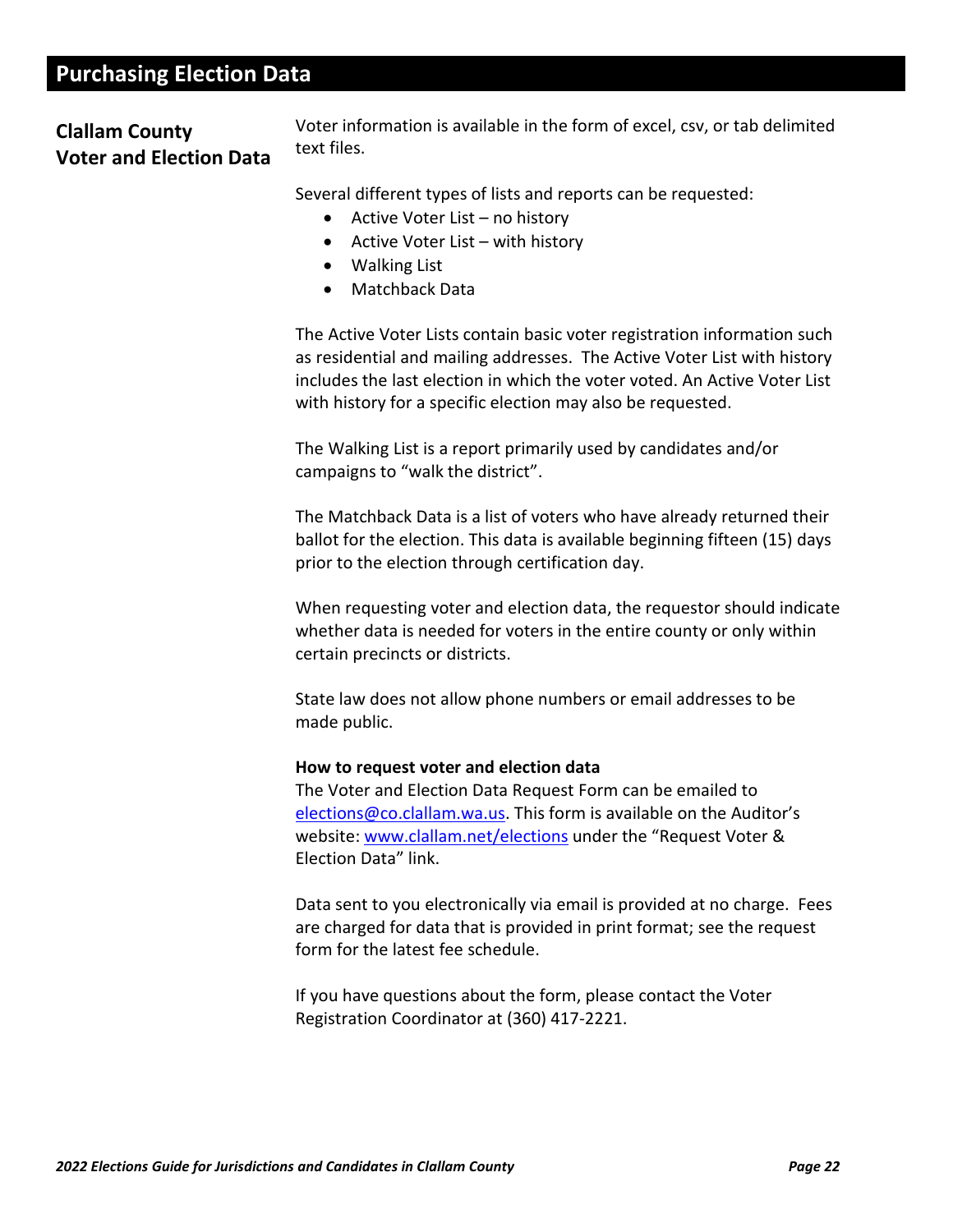# Purchasing Election Data

## Clallam County Voter and Election Data

Voter information is available in the form of excel, csv, or tab delimited text files.

Several different types of lists and reports can be requested:

- Active Voter List – no history
- Active Voter List – with history
- Walking List
- Matchback Data

The Active Voter Lists contain basic voter registration information such as residential and mailing addresses. The Active Voter List with history includes the last election in which the voter voted. An Active Voter List with history for a specific election may also be requested.

The Walking List is a report primarily used by candidates and/or campaigns to "walk the district".

The Matchback Data is a list of voters who have already returned their ballot for the election. This data is available beginning fifteen (15) days prior to the election through certification day.

When requesting voter and election data, the requestor should indicate whether data is needed for voters in the entire county or only within certain precincts or districts.

State law does not allow phone numbers or email addresses to be made public.

**How to request voter and election data**

The Voter and Election Data Request Form can be emailed to [elections@co.clallam.wa.us](mailto:elections@co.clallam.wa.us). This form is available on the Auditor's website: [www.clallam.net/elections](http://www.clallam.net/elections) under the "Request Voter & Election Data" link.

Data sent to you electronically via email is provided at no charge. Fees are charged for data that is provided in print format; see the request form for the latest fee schedule.

If you have questions about the form, please contact the Voter Registration Coordinator at (360) 417-2221.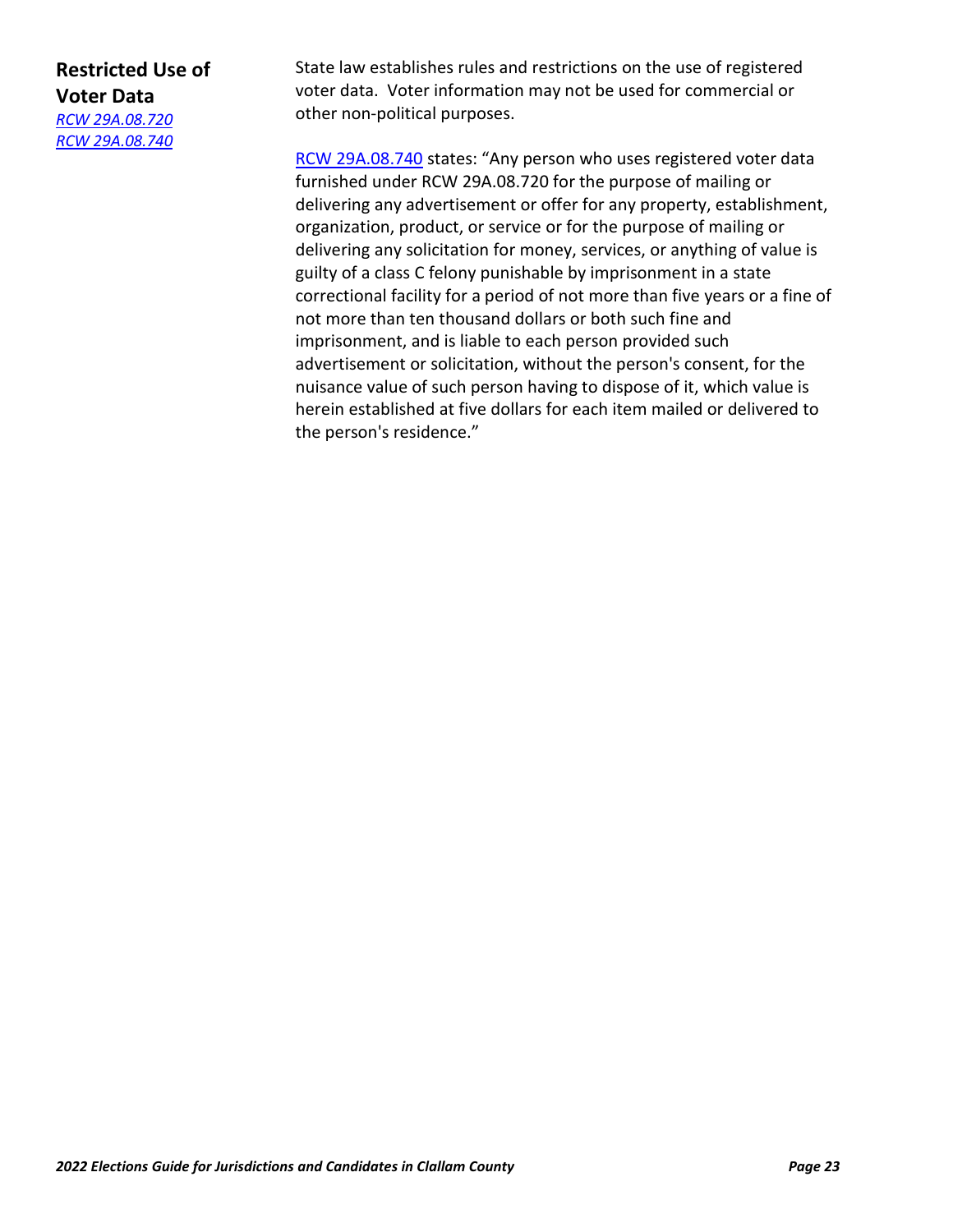## Restricted Use of Voter Data

*RCW 29A.08.720*
*RCW 29A.08.740*

State law establishes rules and restrictions on the use of registered voter data. Voter information may not be used for commercial or other non-political purposes.

RCW 29A.08.740 states: "Any person who uses registered voter data furnished under RCW 29A.08.720 for the purpose of mailing or delivering any advertisement or offer for any property, establishment, organization, product, or service or for the purpose of mailing or delivering any solicitation for money, services, or anything of value is guilty of a class C felony punishable by imprisonment in a state correctional facility for a period of not more than five years or a fine of not more than ten thousand dollars or both such fine and imprisonment, and is liable to each person provided such advertisement or solicitation, without the person's consent, for the nuisance value of such person having to dispose of it, which value is herein established at five dollars for each item mailed or delivered to the person's residence."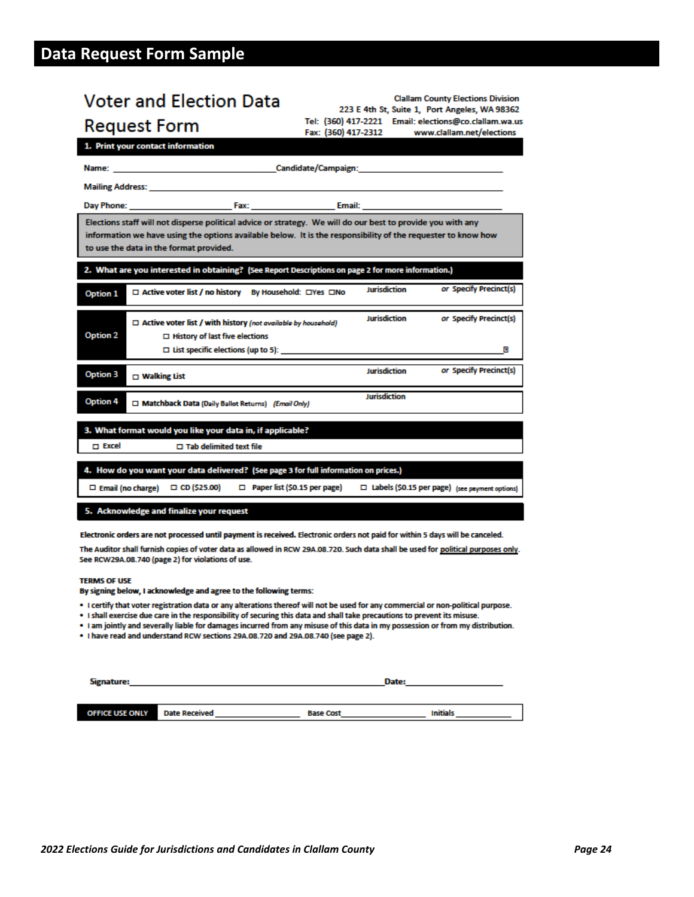# Data Request Form Sample

## Voter and Election Data Request Form

Clallam County Elections Division
223 E 4th St, Suite 1, Port Angeles, WA 98362
Tel: (360) 417-2221 Email: elections@co.clallam.wa.us
Fax: (360) 417-2312 www.clallam.net/elections

### 1. Print your contact information

Name: ______________________ Candidate/Campaign: ______________________

Mailing Address: ______________________________________________

Day Phone: ______________ Fax: ______________ Email: ______________

Elections staff will not disperse political advice or strategy. We will do our best to provide you with any information we have using the options available below. It is the responsibility of the requester to know how to use the data in the format provided.

### 2. What are you interested in obtaining? (See Report Descriptions on page 2 for more information.)

| Option | Request | Jurisdiction | or Specify Precinct(s) |
|---|---|---|---|
| Option 1 | ☐ Active voter list / no history By Household: ☐Yes ☐No | Jurisdiction | or Specify Precinct(s) |
| Option 2 | ☐ Active voter list / with history *(not available by household)*<br>☐ History of last five elections<br>☐ List specific elections (up to 5): ______________ | Jurisdiction | or Specify Precinct(s) |
| Option 3 | ☐ Walking List | Jurisdiction | or Specify Precinct(s) |
| Option 4 | ☐ Matchback Data (Daily Ballot Returns) *(Email Only)* | Jurisdiction | |

### 3. What format would you like your data in, if applicable?

☐ Excel ☐ Tab delimited text file

### 4. How do you want your data delivered? (See page 3 for full information on prices.)

☐ Email (no charge) ☐ CD ($25.00) ☐ Paper list ($0.15 per page) ☐ Labels ($0.15 per page) (see payment options)

### 5. Acknowledge and finalize your request

**Electronic orders are not processed until payment is received. Electronic orders not paid for within 5 days will be canceled.**

The Auditor shall furnish copies of voter data as allowed in RCW 29A.08.720. Such data shall be used for political purposes only. See RCW29A.08.740 (page 2) for violations of use.

**TERMS OF USE**
**By signing below, I acknowledge and agree to the following terms:**

- I certify that voter registration data or any alterations thereof will not be used for any commercial or non-political purpose.
- I shall exercise due care in the responsibility of securing this data and shall take precautions to prevent its misuse.
- I am jointly and severally liable for damages incurred from any misuse of this data in my possession or from my distribution.
- I have read and understand RCW sections 29A.08.720 and 29A.08.740 (see page 2).

Signature: ______________________________ Date: ______________

| OFFICE USE ONLY | Date Received ______________ | Base Cost ______________ | Initials ______________ |
|---|---|---|---|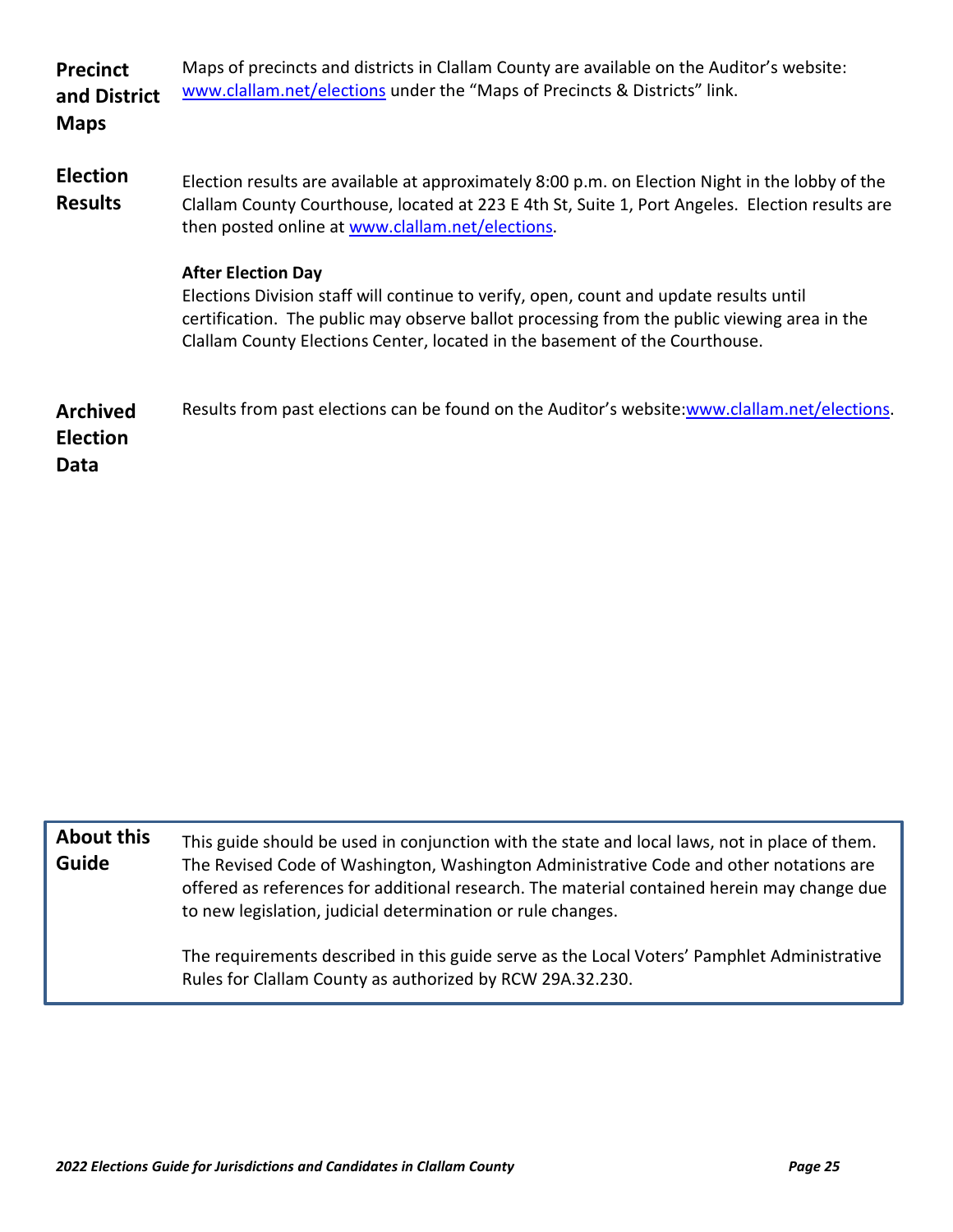## Precinct and District Maps

Maps of precincts and districts in Clallam County are available on the Auditor's website: www.clallam.net/elections under the "Maps of Precincts & Districts" link.

## Election Results

Election results are available at approximately 8:00 p.m. on Election Night in the lobby of the Clallam County Courthouse, located at 223 E 4th St, Suite 1, Port Angeles. Election results are then posted online at www.clallam.net/elections.

**After Election Day**

Elections Division staff will continue to verify, open, count and update results until certification. The public may observe ballot processing from the public viewing area in the Clallam County Elections Center, located in the basement of the Courthouse.

## Archived Election Data

Results from past elections can be found on the Auditor's website:www.clallam.net/elections.

## About this Guide

This guide should be used in conjunction with the state and local laws, not in place of them. The Revised Code of Washington, Washington Administrative Code and other notations are offered as references for additional research. The material contained herein may change due to new legislation, judicial determination or rule changes.

The requirements described in this guide serve as the Local Voters' Pamphlet Administrative Rules for Clallam County as authorized by RCW 29A.32.230.